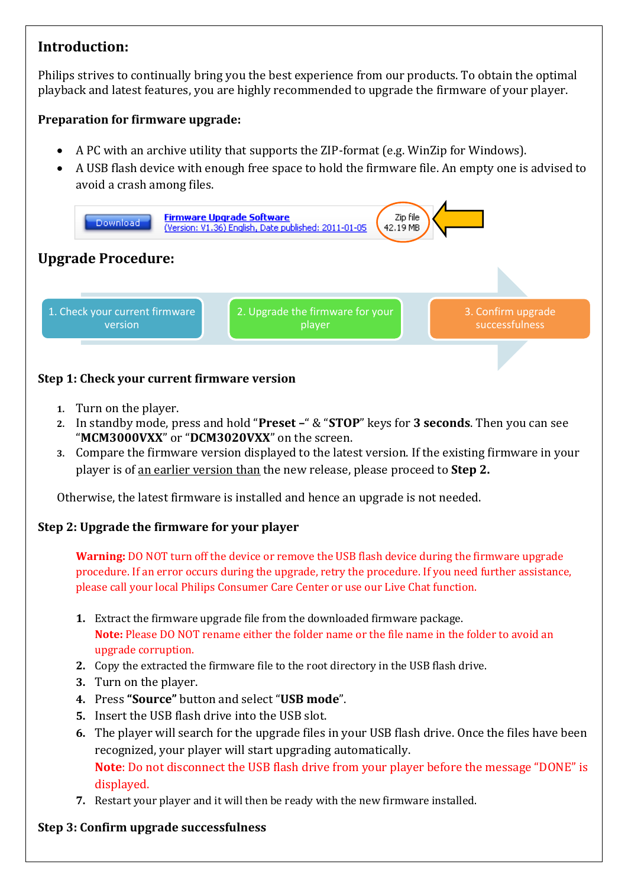## Introduction:

Philips strives to continually bring you the best experience from our products. To obtain the optimal playback and latest features, you are highly recommended to upgrade the firmware of your player.

### Preparation for firmware upgrade:

- A PC with an archive utility that supports the ZIP-format (e.g. WinZip for Windows).
- A USB flash device with enough free space to hold the firmware file. An empty one is advised to avoid a crash among files.

Download | Firmware Upgrade Software (Version: V1.36) English, Date published: 2011-01-05 | Zip file 42.19 MB

## Upgrade Procedure:

1. Check your current firmware version → 2. Upgrade the firmware for your player → 3. Confirm upgrade successfulness

### Step 1: Check your current firmware version

1. Turn on the player.
2. In standby mode, press and hold "**Preset –**" & "**STOP**" keys for **3 seconds**. Then you can see "**MCM3000VXX**" or "**DCM3020VXX**" on the screen.
3. Compare the firmware version displayed to the latest version. If the existing firmware in your player is of an earlier version than the new release, please proceed to **Step 2.**

Otherwise, the latest firmware is installed and hence an upgrade is not needed.

### Step 2: Upgrade the firmware for your player

**Warning:** DO NOT turn off the device or remove the USB flash device during the firmware upgrade procedure. If an error occurs during the upgrade, retry the procedure. If you need further assistance, please call your local Philips Consumer Care Center or use our Live Chat function.

1. Extract the firmware upgrade file from the downloaded firmware package.
   **Note:** Please DO NOT rename either the folder name or the file name in the folder to avoid an upgrade corruption.
2. Copy the extracted the firmware file to the root directory in the USB flash drive.
3. Turn on the player.
4. Press **"Source"** button and select "**USB mode**".
5. Insert the USB flash drive into the USB slot.
6. The player will search for the upgrade files in your USB flash drive. Once the files have been recognized, your player will start upgrading automatically.
   **Note**: Do not disconnect the USB flash drive from your player before the message "DONE" is displayed.
7. Restart your player and it will then be ready with the new firmware installed.

### Step 3: Confirm upgrade successfulness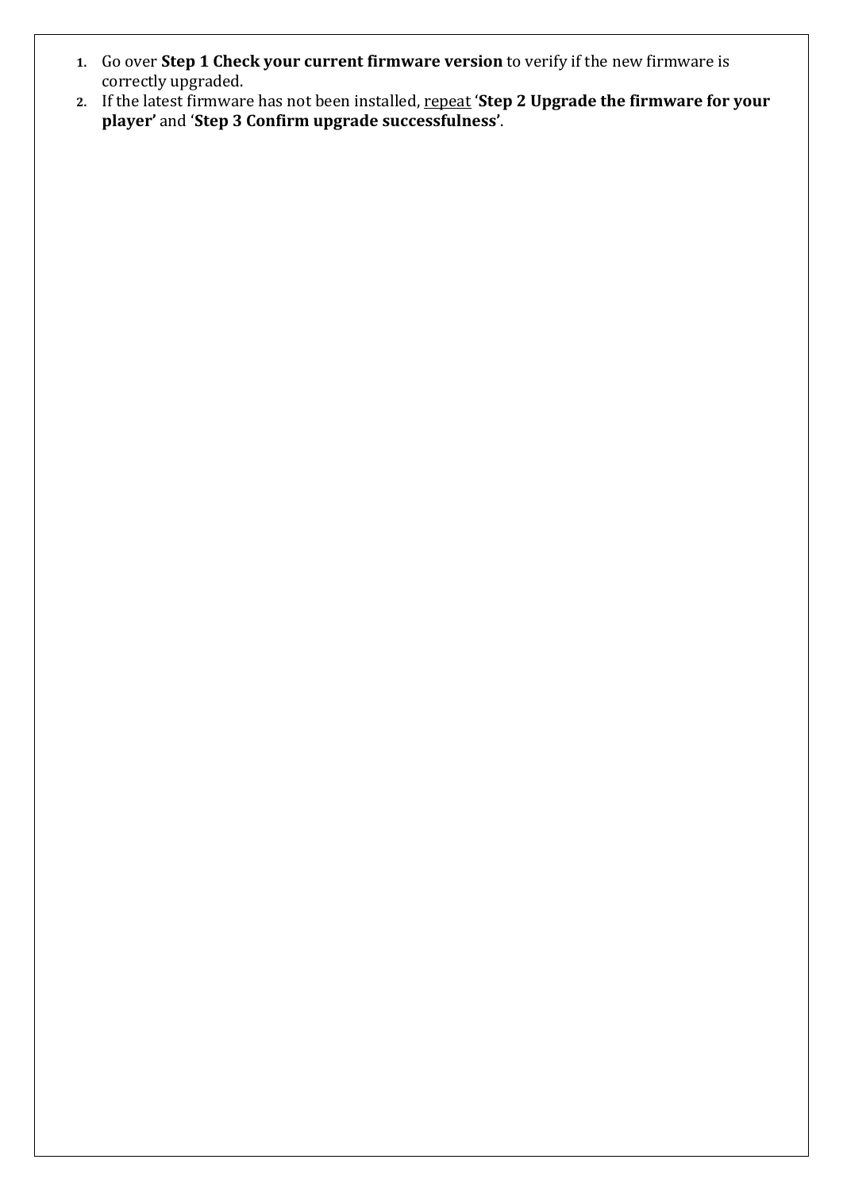1. Go over **Step 1 Check your current firmware version** to verify if the new firmware is correctly upgraded.
2. If the latest firmware has not been installed, <u>repeat</u> '**Step 2 Upgrade the firmware for your player'** and '**Step 3 Confirm upgrade successfulness'**.